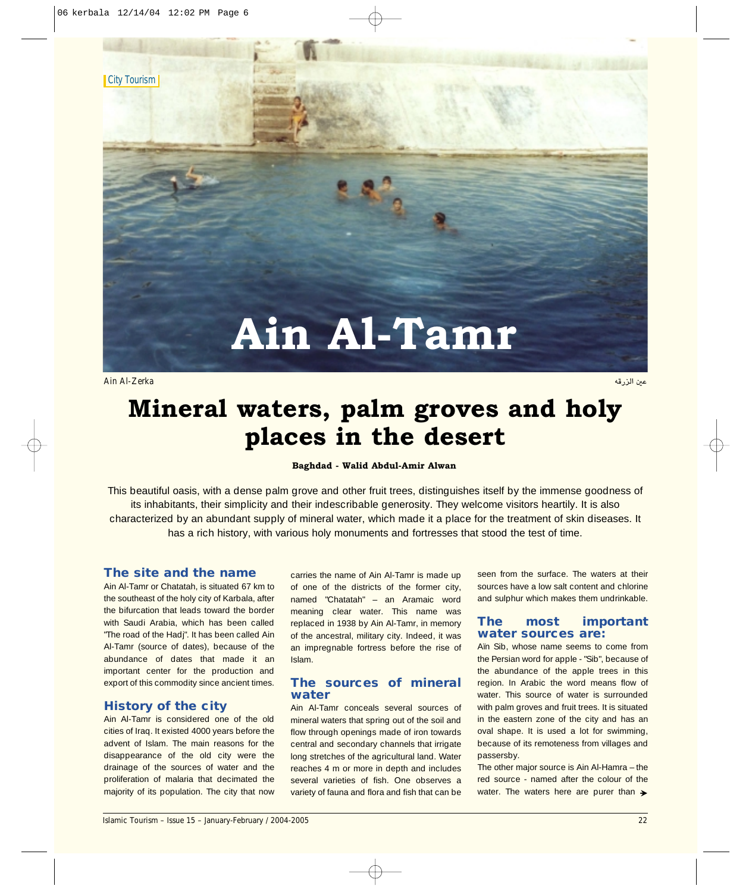City Tourism

# Ain Al-Tamr

Ain Al-Zerka

عين الزرقه

# Mineral waters, palm groves and holy places in the desert

**Baghdad - Walid Abdul-Amir Alwan**

This beautiful oasis, with a dense palm grove and other fruit trees, distinguishes itself by the immense goodness of its inhabitants, their simplicity and their indescribable generosity. They welcome visitors heartily. It is also characterized by an abundant supply of mineral water, which made it a place for the treatment of skin diseases. It has a rich history, with various holy monuments and fortresses that stood the test of time.

## The site and the name

Ain Al-Tamr or Chatatah, is situated 67 km to the southeast of the holy city of Karbala, after the bifurcation that leads toward the border with Saudi Arabia, which has been called "The road of the Hadj". It has been called Ain Al-Tamr (source of dates), because of the abundance of dates that made it an important center for the production and export of this commodity since ancient times.

## History of the city

Ain Al-Tamr is considered one of the old cities of Iraq. It existed 4000 years before the advent of Islam. The main reasons for the disappearance of the old city were the drainage of the sources of water and the proliferation of malaria that decimated the majority of its population. The city that now carries the name of Ain Al-Tamr is made up of one of the districts of the former city, named "Chatatah" – an Aramaic word meaning clear water. This name was replaced in 1938 by Ain Al-Tamr, in memory of the ancestral, military city. Indeed, it was an impregnable fortress before the rise of Islam.

## The sources of mineral water

Ain Al-Tamr conceals several sources of mineral waters that spring out of the soil and flow through openings made of iron towards central and secondary channels that irrigate long stretches of the agricultural land. Water reaches 4 m or more in depth and includes several varieties of fish. One observes a variety of fauna and flora and fish that can be seen from the surface. The waters at their sources have a low salt content and chlorine and sulphur which makes them undrinkable.

## The most important water sources are:

Aïn Sib, whose name seems to come from the Persian word for apple - "Sib", because of the abundance of the apple trees in this region. In Arabic the word means flow of water. This source of water is surrounded with palm groves and fruit trees. It is situated in the eastern zone of the city and has an oval shape. It is used a lot for swimming, because of its remoteness from villages and passersby.

The other major source is Ain Al-Hamra – the red source - named after the colour of the water. The waters here are purer than ➔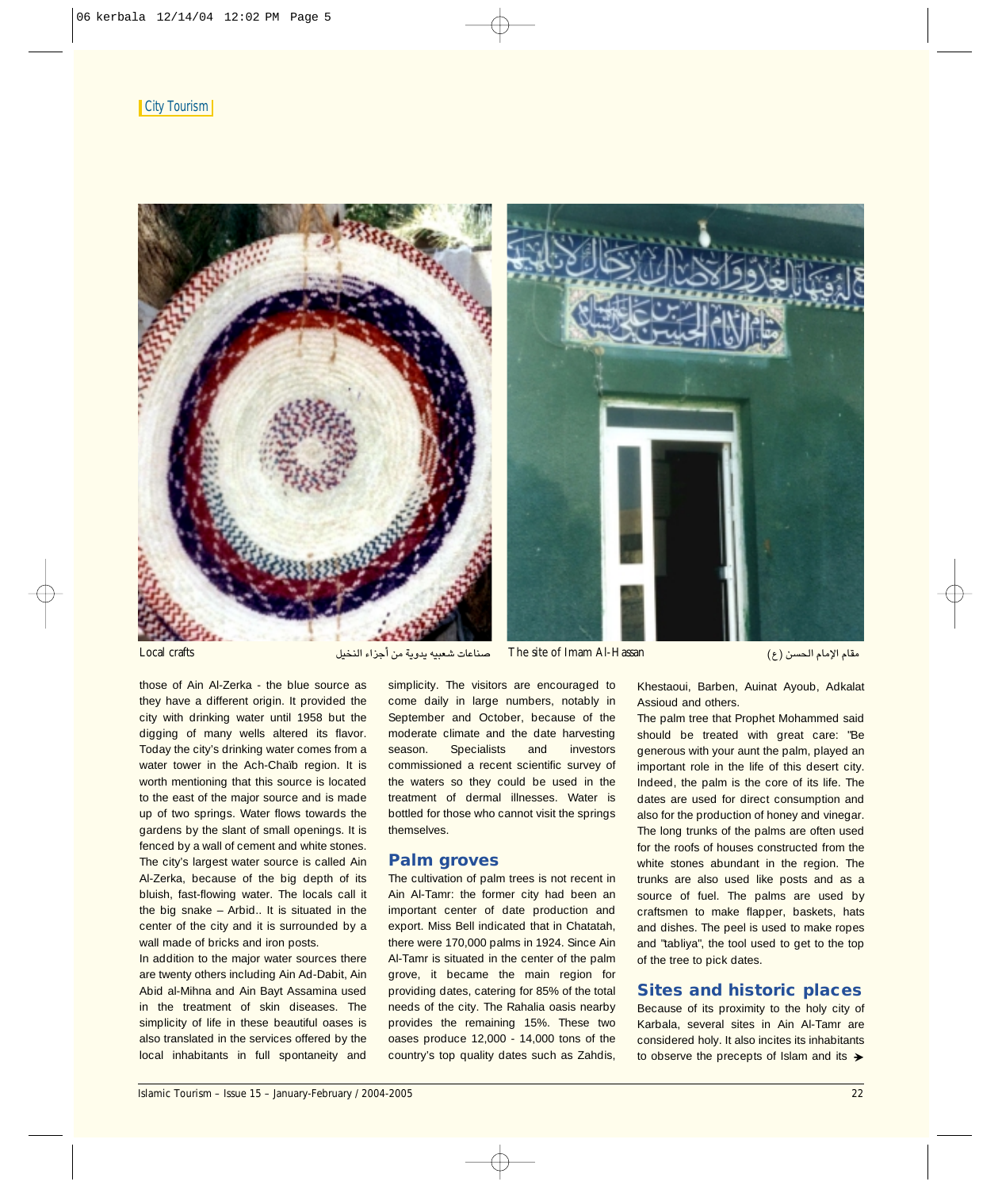City Tourism

Local crafts صناعات شعبيه يدوية من أجزاء النخيل

The site of Imam Al-Hassan مقام الإمام الحسن (ع)

those of Ain Al-Zerka - the blue source as they have a different origin. It provided the city with drinking water until 1958 but the digging of many wells altered its flavor. Today the city's drinking water comes from a water tower in the Ach-Chaïb region. It is worth mentioning that this source is located to the east of the major source and is made up of two springs. Water flows towards the gardens by the slant of small openings. It is fenced by a wall of cement and white stones. The city's largest water source is called Ain Al-Zerka, because of the big depth of its bluish, fast-flowing water. The locals call it the big snake – Arbid.. It is situated in the center of the city and it is surrounded by a wall made of bricks and iron posts.

In addition to the major water sources there are twenty others including Ain Ad-Dabit, Ain Abid al-Mihna and Ain Bayt Assamina used in the treatment of skin diseases. The simplicity of life in these beautiful oases is also translated in the services offered by the local inhabitants in full spontaneity and simplicity. The visitors are encouraged to come daily in large numbers, notably in September and October, because of the moderate climate and the date harvesting season. Specialists and investors commissioned a recent scientific survey of the waters so they could be used in the treatment of dermal illnesses. Water is bottled for those who cannot visit the springs themselves.

## Palm groves

The cultivation of palm trees is not recent in Ain Al-Tamr: the former city had been an important center of date production and export. Miss Bell indicated that in Chatatah, there were 170,000 palms in 1924. Since Ain Al-Tamr is situated in the center of the palm grove, it became the main region for providing dates, catering for 85% of the total needs of the city. The Rahalia oasis nearby provides the remaining 15%. These two oases produce 12,000 - 14,000 tons of the country's top quality dates such as Zahdis, Khestaoui, Barben, Auinat Ayoub, Adkalat Assioud and others.

The palm tree that Prophet Mohammed said should be treated with great care: "Be generous with your aunt the palm, played an important role in the life of this desert city. Indeed, the palm is the core of its life. The dates are used for direct consumption and also for the production of honey and vinegar. The long trunks of the palms are often used for the roofs of houses constructed from the white stones abundant in the region. The trunks are also used like posts and as a source of fuel. The palms are used by craftsmen to make flapper, baskets, hats and dishes. The peel is used to make ropes and "tabliya", the tool used to get to the top of the tree to pick dates.

## Sites and historic places

Because of its proximity to the holy city of Karbala, several sites in Ain Al-Tamr are considered holy. It also incites its inhabitants to observe the precepts of Islam and its ➔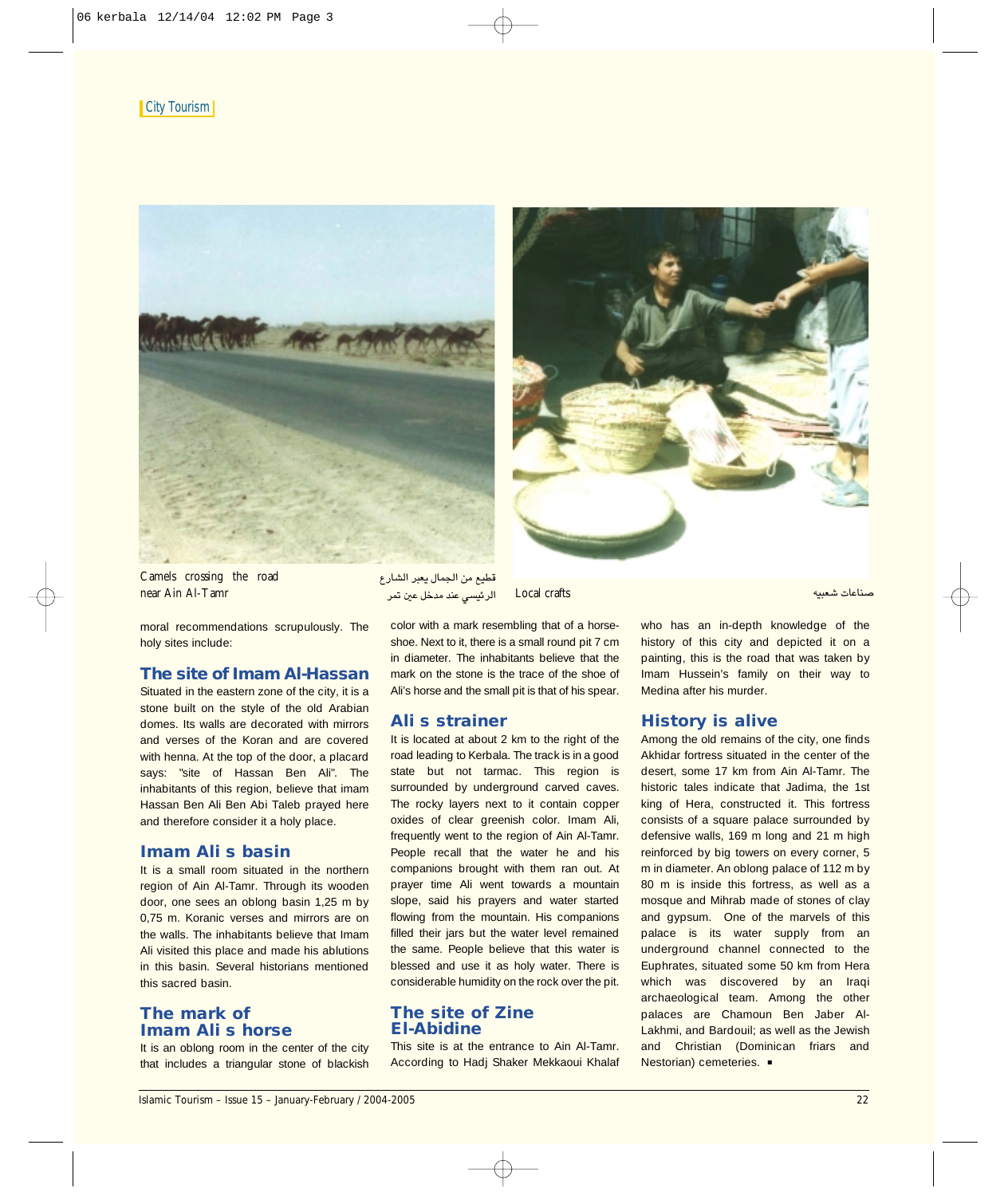City Tourism

Camels crossing the road near Ain Al-Tamr

قطيع من الجمال يعبر الشارع الرئيسي عند مدخل عين تمر

Local crafts

صناعات شعبيه

moral recommendations scrupulously. The holy sites include:

## The site of Imam Al-Hassan

Situated in the eastern zone of the city, it is a stone built on the style of the old Arabian domes. Its walls are decorated with mirrors and verses of the Koran and are covered with henna. At the top of the door, a placard says: "site of Hassan Ben Ali". The inhabitants of this region, believe that imam Hassan Ben Ali Ben Abi Taleb prayed here and therefore consider it a holy place.

## Imam Ali s basin

It is a small room situated in the northern region of Ain Al-Tamr. Through its wooden door, one sees an oblong basin 1,25 m by 0,75 m. Koranic verses and mirrors are on the walls. The inhabitants believe that Imam Ali visited this place and made his ablutions in this basin. Several historians mentioned this sacred basin.

## The mark of Imam Ali s horse

It is an oblong room in the center of the city that includes a triangular stone of blackish color with a mark resembling that of a horse-shoe. Next to it, there is a small round pit 7 cm in diameter. The inhabitants believe that the mark on the stone is the trace of the shoe of Ali's horse and the small pit is that of his spear.

## Ali s strainer

It is located at about 2 km to the right of the road leading to Kerbala. The track is in a good state but not tarmac. This region is surrounded by underground carved caves. The rocky layers next to it contain copper oxides of clear greenish color. Imam Ali, frequently went to the region of Ain Al-Tamr. People recall that the water he and his companions brought with them ran out. At prayer time Ali went towards a mountain slope, said his prayers and water started flowing from the mountain. His companions filled their jars but the water level remained the same. People believe that this water is blessed and use it as holy water. There is considerable humidity on the rock over the pit.

## The site of Zine El-Abidine

This site is at the entrance to Ain Al-Tamr. According to Hadj Shaker Mekkaoui Khalaf who has an in-depth knowledge of the history of this city and depicted it on a painting, this is the road that was taken by Imam Hussein's family on their way to Medina after his murder.

## History is alive

Among the old remains of the city, one finds Akhidar fortress situated in the center of the desert, some 17 km from Ain Al-Tamr. The historic tales indicate that Jadima, the 1st king of Hera, constructed it. This fortress consists of a square palace surrounded by defensive walls, 169 m long and 21 m high reinforced by big towers on every corner, 5 m in diameter. An oblong palace of 112 m by 80 m is inside this fortress, as well as a mosque and Mihrab made of stones of clay and gypsum. One of the marvels of this palace is its water supply from an underground channel connected to the Euphrates, situated some 50 km from Hera which was discovered by an Iraqi archaeological team. Among the other palaces are Chamoun Ben Jaber Al-Lakhmi, and Bardouil; as well as the Jewish and Christian (Dominican friars and Nestorian) cemeteries. ■